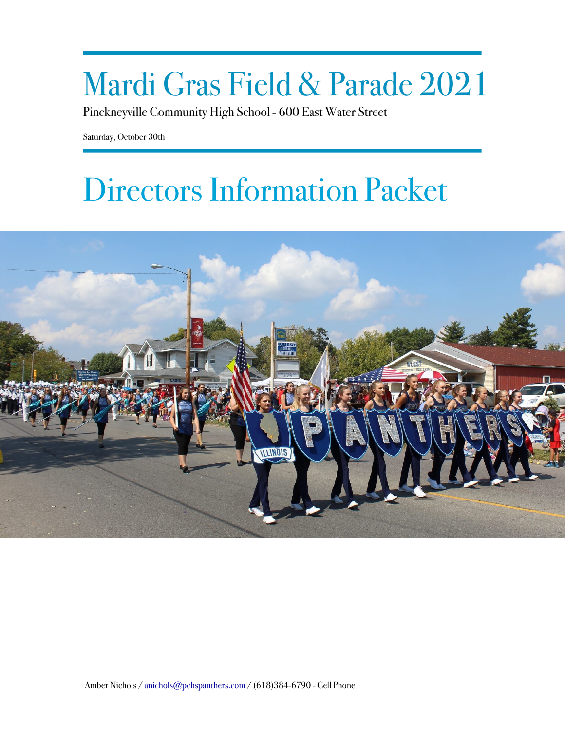# Mardi Gras Field & Parade 2021

Pinckneyville Community High School - 600 East Water Street

Saturday, October 30th

# Directors Information Packet

Amber Nichols / anichols@pchspanthers.com / (618)384-6790 - Cell Phone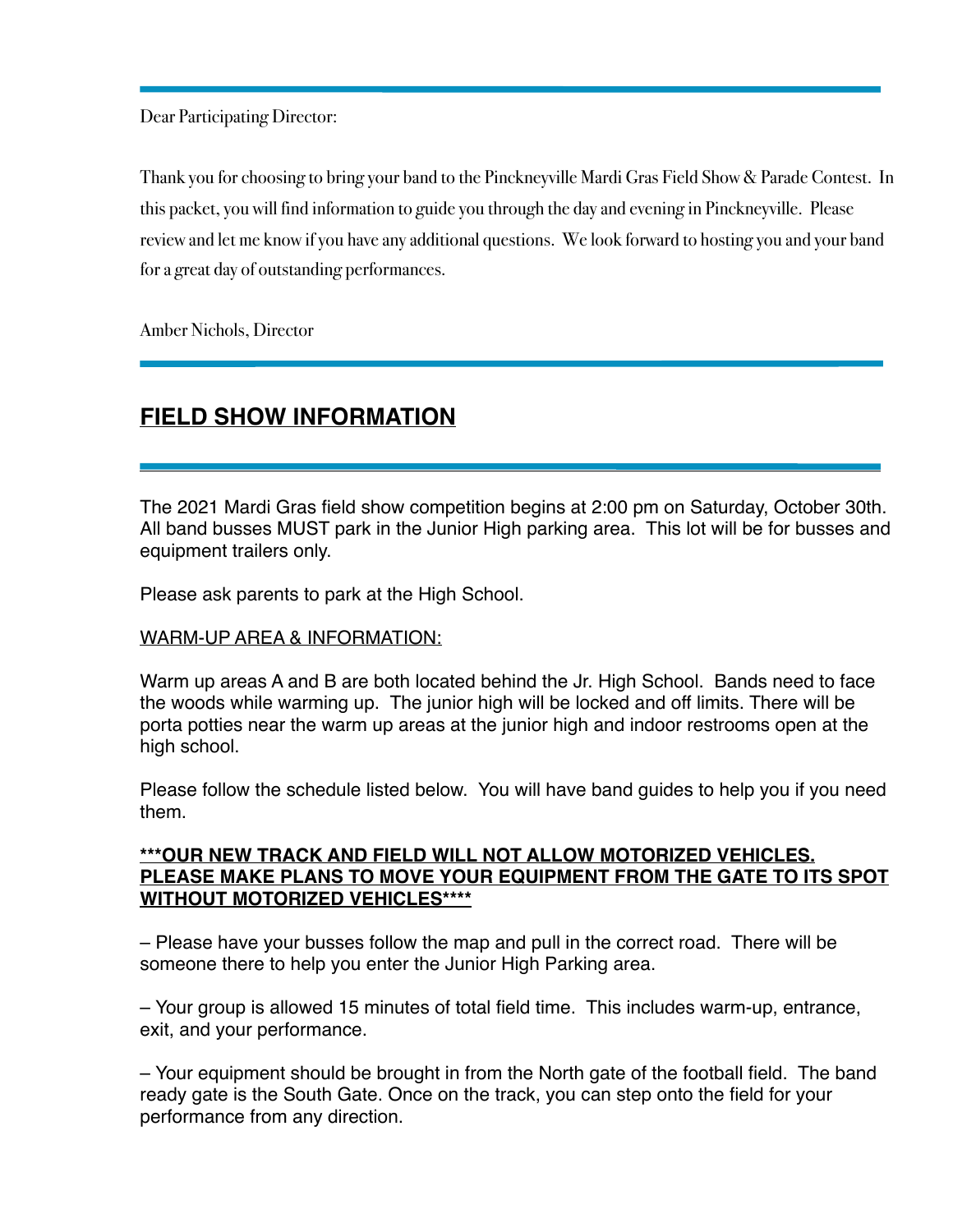Dear Participating Director:

Thank you for choosing to bring your band to the Pinckneyville Mardi Gras Field Show & Parade Contest. In this packet, you will find information to guide you through the day and evening in Pinckneyville. Please review and let me know if you have any additional questions. We look forward to hosting you and your band for a great day of outstanding performances.

Amber Nichols, Director

## FIELD SHOW INFORMATION

The 2021 Mardi Gras field show competition begins at 2:00 pm on Saturday, October 30th. All band busses MUST park in the Junior High parking area. This lot will be for busses and equipment trailers only.

Please ask parents to park at the High School.

WARM-UP AREA & INFORMATION:

Warm up areas A and B are both located behind the Jr. High School. Bands need to face the woods while warming up. The junior high will be locked and off limits. There will be porta potties near the warm up areas at the junior high and indoor restrooms open at the high school.

Please follow the schedule listed below. You will have band guides to help you if you need them.

**\*\*\*OUR NEW TRACK AND FIELD WILL NOT ALLOW MOTORIZED VEHICLES. PLEASE MAKE PLANS TO MOVE YOUR EQUIPMENT FROM THE GATE TO ITS SPOT WITHOUT MOTORIZED VEHICLES\*\*\*\***

– Please have your busses follow the map and pull in the correct road. There will be someone there to help you enter the Junior High Parking area.

– Your group is allowed 15 minutes of total field time. This includes warm-up, entrance, exit, and your performance.

– Your equipment should be brought in from the North gate of the football field. The band ready gate is the South Gate. Once on the track, you can step onto the field for your performance from any direction.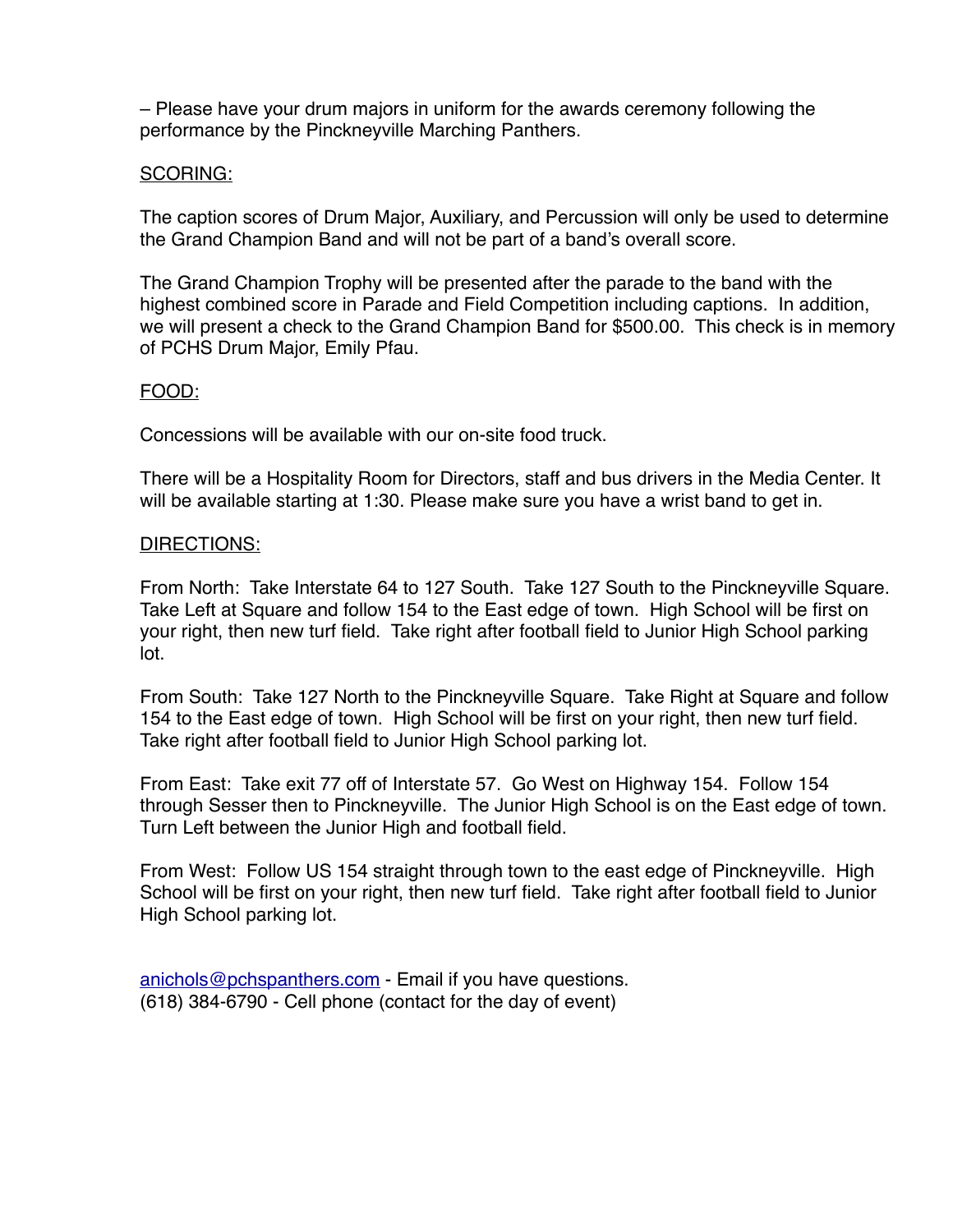– Please have your drum majors in uniform for the awards ceremony following the performance by the Pinckneyville Marching Panthers.

## SCORING:

The caption scores of Drum Major, Auxiliary, and Percussion will only be used to determine the Grand Champion Band and will not be part of a band's overall score.

The Grand Champion Trophy will be presented after the parade to the band with the highest combined score in Parade and Field Competition including captions. In addition, we will present a check to the Grand Champion Band for $500.00. This check is in memory of PCHS Drum Major, Emily Pfau.

## FOOD:

Concessions will be available with our on-site food truck.

There will be a Hospitality Room for Directors, staff and bus drivers in the Media Center. It will be available starting at 1:30. Please make sure you have a wrist band to get in.

## DIRECTIONS:

From North: Take Interstate 64 to 127 South. Take 127 South to the Pinckneyville Square. Take Left at Square and follow 154 to the East edge of town. High School will be first on your right, then new turf field. Take right after football field to Junior High School parking lot.

From South: Take 127 North to the Pinckneyville Square. Take Right at Square and follow 154 to the East edge of town. High School will be first on your right, then new turf field. Take right after football field to Junior High School parking lot.

From East: Take exit 77 off of Interstate 57. Go West on Highway 154. Follow 154 through Sesser then to Pinckneyville. The Junior High School is on the East edge of town. Turn Left between the Junior High and football field.

From West: Follow US 154 straight through town to the east edge of Pinckneyville. High School will be first on your right, then new turf field. Take right after football field to Junior High School parking lot.

anichols@pchspanthers.com - Email if you have questions.
(618) 384-6790 - Cell phone (contact for the day of event)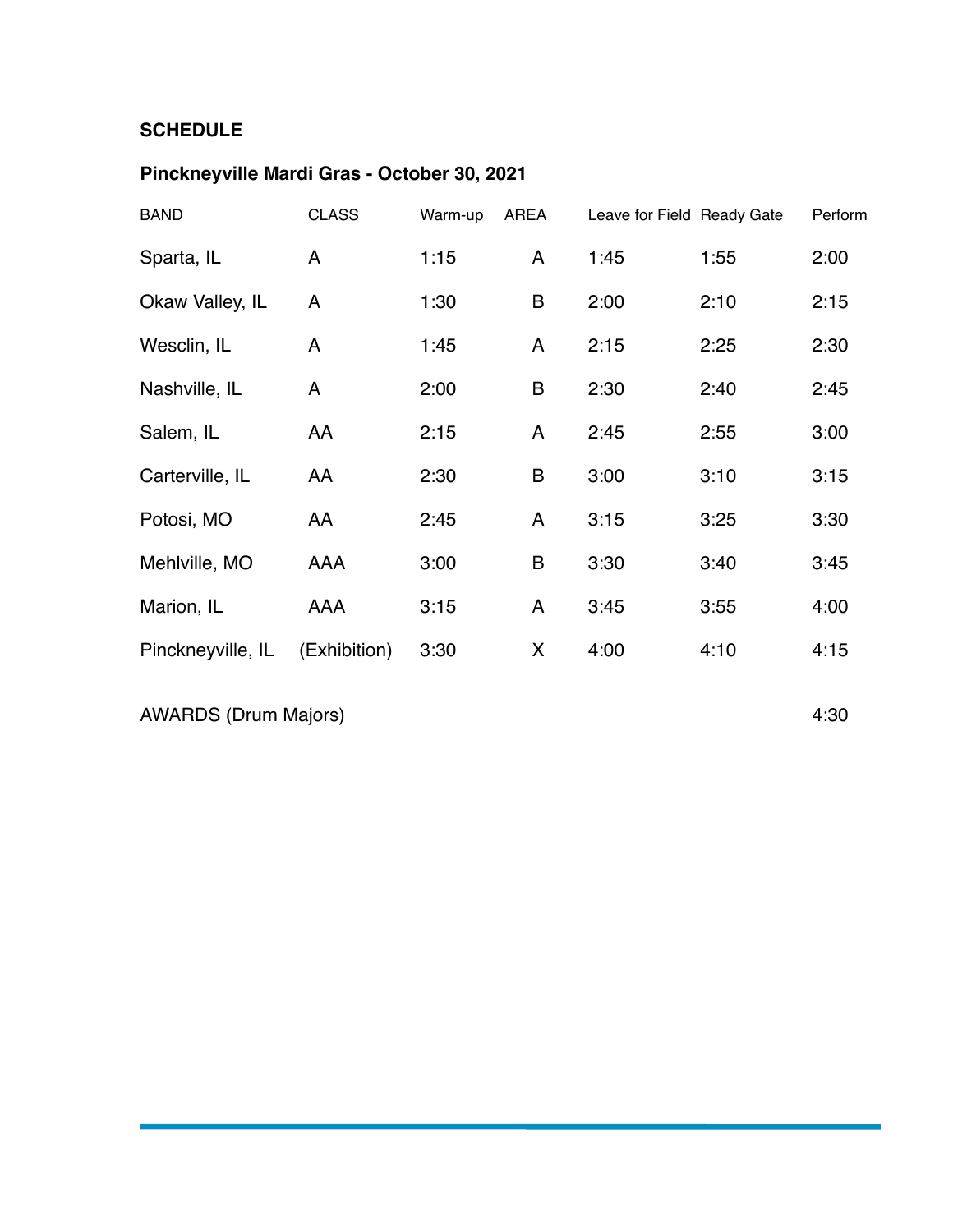**SCHEDULE**

**Pinckneyville Mardi Gras - October 30, 2021**

| BAND | CLASS | Warm-up | AREA | Leave for Field | Ready Gate | Perform |
|---|---|---|---|---|---|---|
| Sparta, IL | A | 1:15 | A | 1:45 | 1:55 | 2:00 |
| Okaw Valley, IL | A | 1:30 | B | 2:00 | 2:10 | 2:15 |
| Wesclin, IL | A | 1:45 | A | 2:15 | 2:25 | 2:30 |
| Nashville, IL | A | 2:00 | B | 2:30 | 2:40 | 2:45 |
| Salem, IL | AA | 2:15 | A | 2:45 | 2:55 | 3:00 |
| Carterville, IL | AA | 2:30 | B | 3:00 | 3:10 | 3:15 |
| Potosi, MO | AA | 2:45 | A | 3:15 | 3:25 | 3:30 |
| Mehlville, MO | AAA | 3:00 | B | 3:30 | 3:40 | 3:45 |
| Marion, IL | AAA | 3:15 | A | 3:45 | 3:55 | 4:00 |
| Pinckneyville, IL | (Exhibition) | 3:30 | X | 4:00 | 4:10 | 4:15 |
| AWARDS (Drum Majors) | | | | | | 4:30 |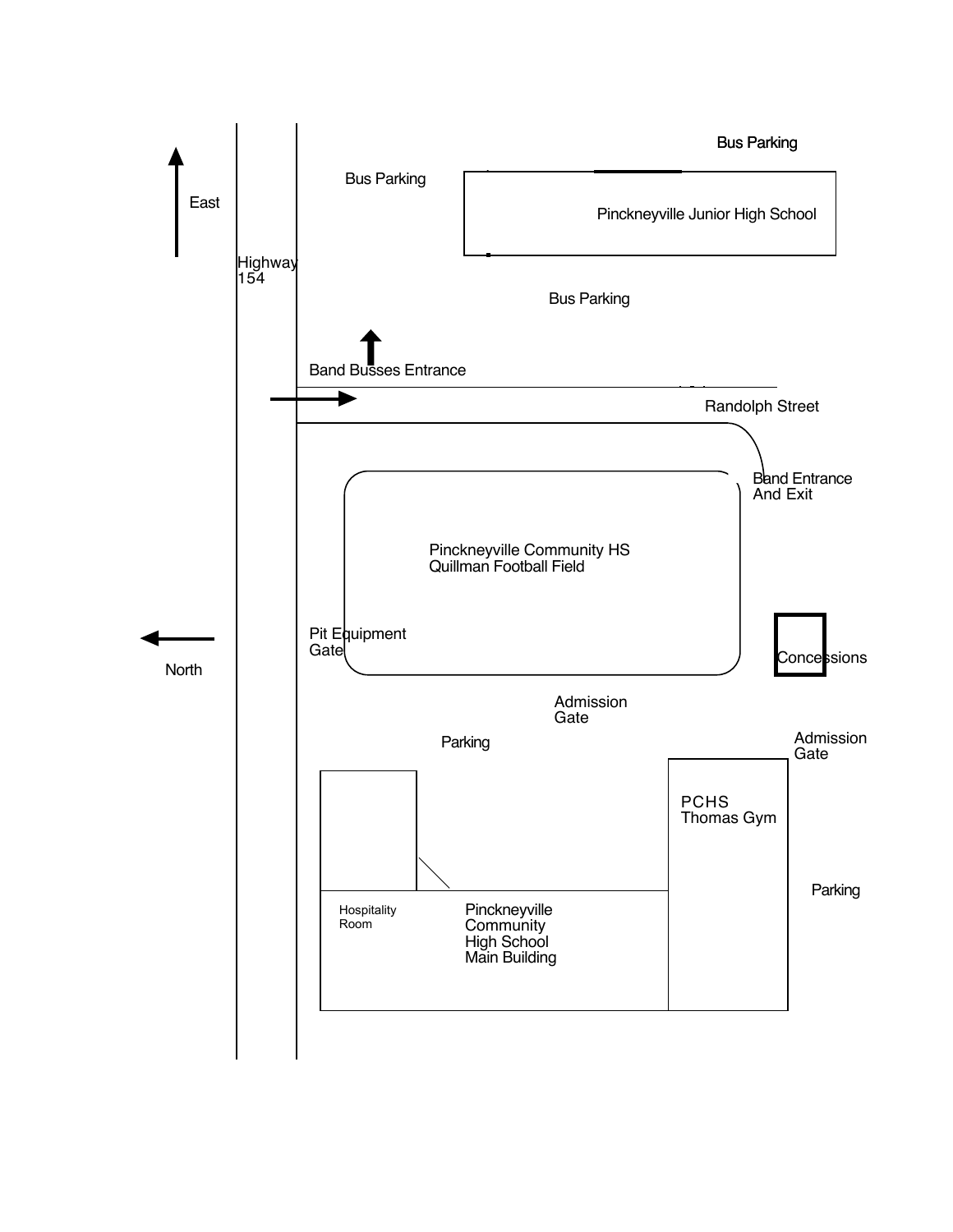East

Highway 154

Bus Parking

Bus Parking

Pinckneyville Junior High School

Bus Parking

Band Busses Entrance

Randolph Street

Band Entrance And Exit

Pinckneyville Community HS Quillman Football Field

Pit Equipment Gate

Concessions

North

Admission Gate

Parking

Admission Gate

PCHS Thomas Gym

Parking

Hospitality Room

Pinckneyville Community High School Main Building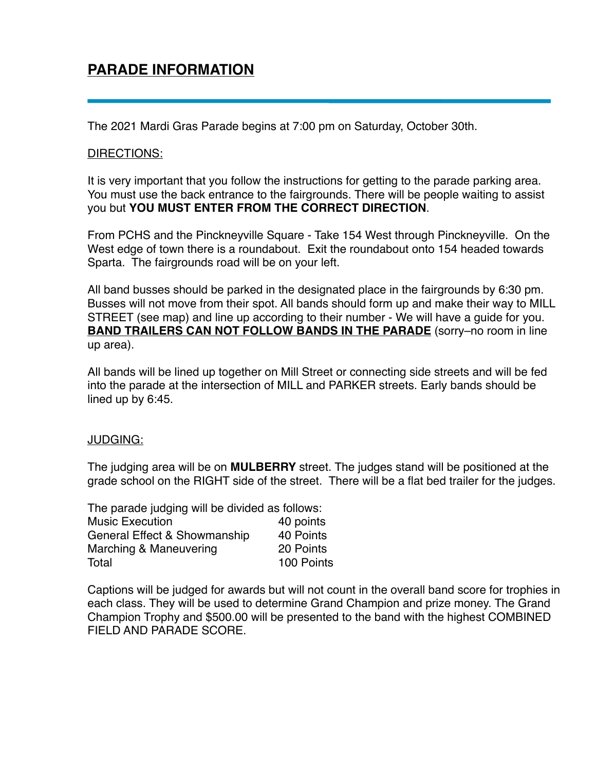# PARADE INFORMATION

The 2021 Mardi Gras Parade begins at 7:00 pm on Saturday, October 30th.

DIRECTIONS:

It is very important that you follow the instructions for getting to the parade parking area. You must use the back entrance to the fairgrounds. There will be people waiting to assist you but **YOU MUST ENTER FROM THE CORRECT DIRECTION**.

From PCHS and the Pinckneyville Square - Take 154 West through Pinckneyville. On the West edge of town there is a roundabout. Exit the roundabout onto 154 headed towards Sparta. The fairgrounds road will be on your left.

All band busses should be parked in the designated place in the fairgrounds by 6:30 pm. Busses will not move from their spot. All bands should form up and make their way to MILL STREET (see map) and line up according to their number - We will have a guide for you. **BAND TRAILERS CAN NOT FOLLOW BANDS IN THE PARADE** (sorry–no room in line up area).

All bands will be lined up together on Mill Street or connecting side streets and will be fed into the parade at the intersection of MILL and PARKER streets. Early bands should be lined up by 6:45.

JUDGING:

The judging area will be on **MULBERRY** street. The judges stand will be positioned at the grade school on the RIGHT side of the street. There will be a flat bed trailer for the judges.

The parade judging will be divided as follows:

| | |
|---|---|
| Music Execution | 40 points |
| General Effect & Showmanship | 40 Points |
| Marching & Maneuvering | 20 Points |
| Total | 100 Points |

Captions will be judged for awards but will not count in the overall band score for trophies in each class. They will be used to determine Grand Champion and prize money. The Grand Champion Trophy and $500.00 will be presented to the band with the highest COMBINED FIELD AND PARADE SCORE.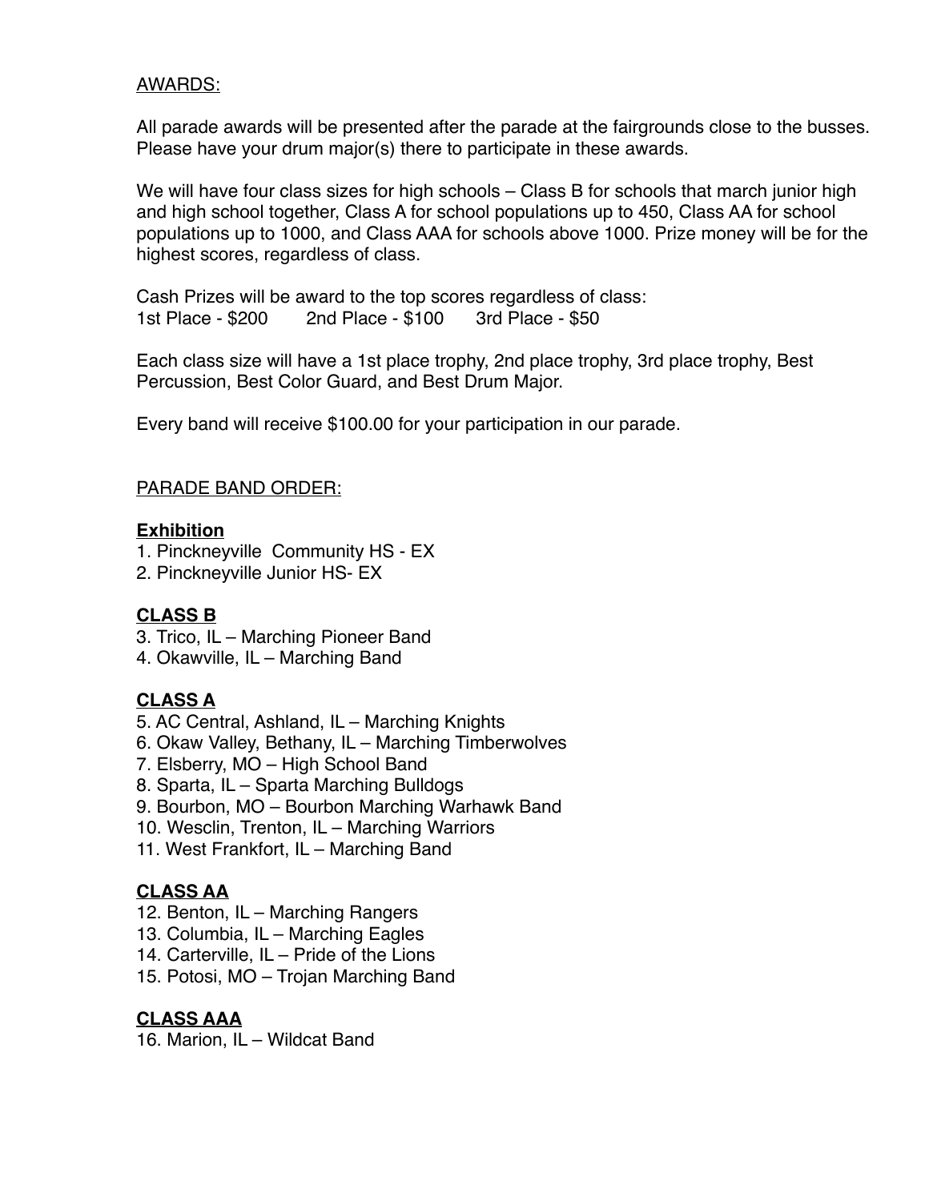AWARDS:

All parade awards will be presented after the parade at the fairgrounds close to the busses. Please have your drum major(s) there to participate in these awards.

We will have four class sizes for high schools – Class B for schools that march junior high and high school together, Class A for school populations up to 450, Class AA for school populations up to 1000, and Class AAA for schools above 1000. Prize money will be for the highest scores, regardless of class.

Cash Prizes will be award to the top scores regardless of class:
1st Place - $200    2nd Place - $100    3rd Place - $50

Each class size will have a 1st place trophy, 2nd place trophy, 3rd place trophy, Best Percussion, Best Color Guard, and Best Drum Major.

Every band will receive $100.00 for your participation in our parade.

PARADE BAND ORDER:

**Exhibition**
1. Pinckneyville Community HS - EX
2. Pinckneyville Junior HS- EX

**CLASS B**
3. Trico, IL – Marching Pioneer Band
4. Okawville, IL – Marching Band

**CLASS A**
5. AC Central, Ashland, IL – Marching Knights
6. Okaw Valley, Bethany, IL – Marching Timberwolves
7. Elsberry, MO – High School Band
8. Sparta, IL – Sparta Marching Bulldogs
9. Bourbon, MO – Bourbon Marching Warhawk Band
10. Wesclin, Trenton, IL – Marching Warriors
11. West Frankfort, IL – Marching Band

**CLASS AA**
12. Benton, IL – Marching Rangers
13. Columbia, IL – Marching Eagles
14. Carterville, IL – Pride of the Lions
15. Potosi, MO – Trojan Marching Band

**CLASS AAA**
16. Marion, IL – Wildcat Band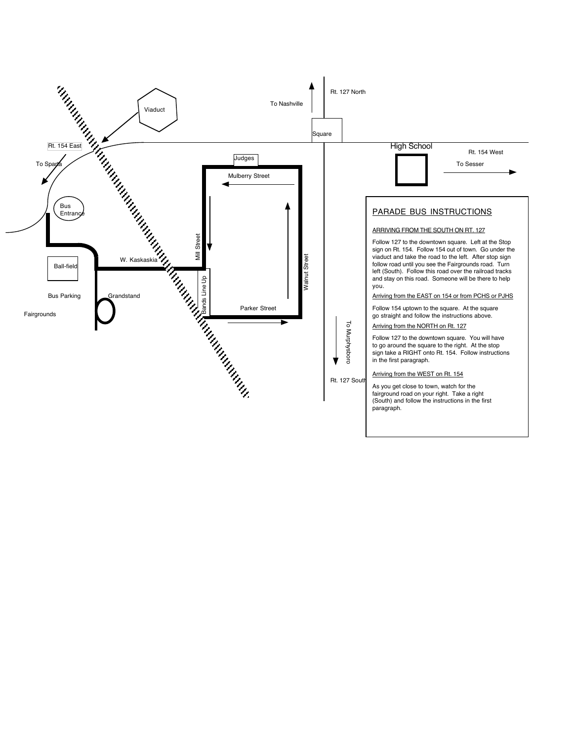Rt. 127 North

To Nashville

Square

Viaduct

Rt. 154 East

To Sparta

High School

Rt. 154 West

To Sesser

Judges

Mulberry Street

Bus Entrance

Mill Street

Walnut Street

W. Kaskaskia

Ball-field

Bands Line Up

Bus Parking

Grandstand

Parker Street

Fairgrounds

To Murphysboro

Rt. 127 South

## PARADE BUS INSTRUCTIONS

ARRIVING FROM THE SOUTH ON RT. 127

Follow 127 to the downtown square. Left at the Stop sign on Rt. 154. Follow 154 out of town. Go under the viaduct and take the road to the left. After stop sign follow road until you see the Fairgrounds road. Turn left (South). Follow this road over the railroad tracks and stay on this road. Someone will be there to help you.

Arriving from the EAST on 154 or from PCHS or PJHS

Follow 154 uptown to the square. At the square go straight and follow the instructions above.

Arriving from the NORTH on Rt. 127

Follow 127 to the downtown square. You will have to go around the square to the right. At the stop sign take a RIGHT onto Rt. 154. Follow instructions in the first paragraph.

Arriving from the WEST on Rt. 154

As you get close to town, watch for the fairground road on your right. Take a right (South) and follow the instructions in the first paragraph.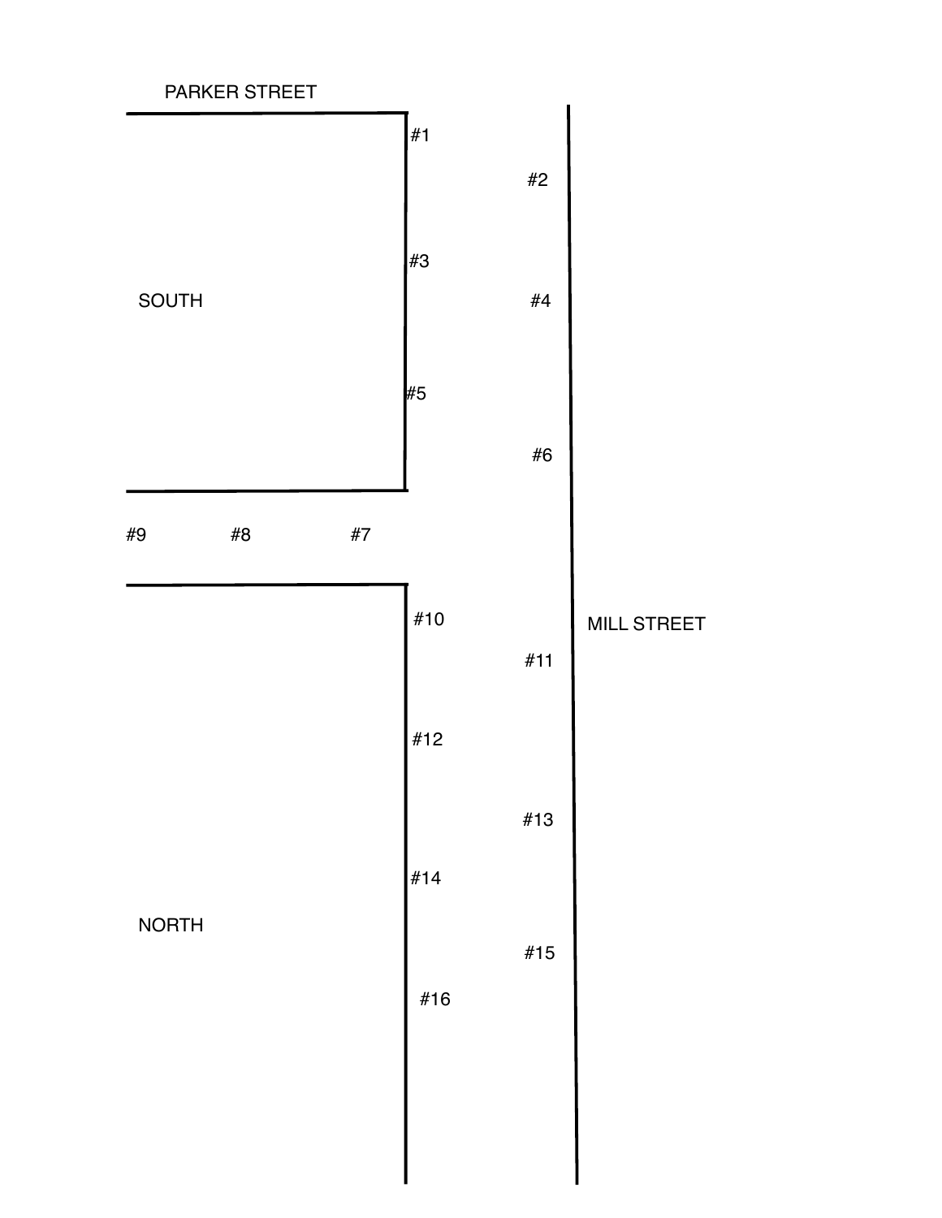PARKER STREET

#1

#2

#3

SOUTH

#4

#5

#6

#9 #8 #7

#10

MILL STREET

#11

#12

#13

#14

NORTH

#15

#16